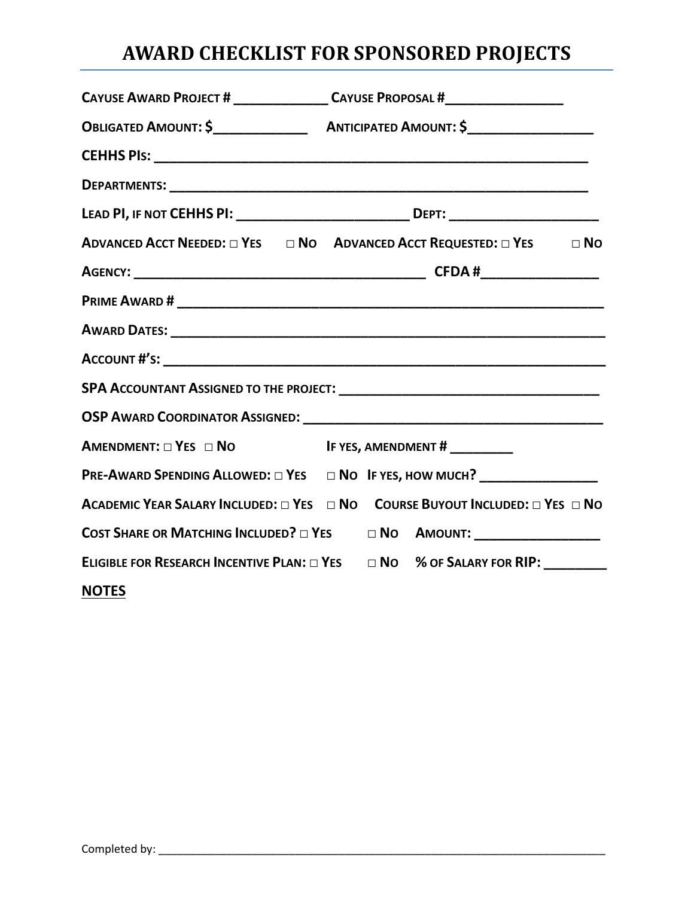# AWARD CHECKLIST FOR SPONSORED PROJECTS

**CAYUSE AWARD PROJECT # ____________ CAYUSE PROPOSAL #_______________**

**OBLIGATED AMOUNT: $____________ ANTICIPATED AMOUNT: $________________**

**CEHHS PIS: ________________________________________________________**

**DEPARTMENTS: _____________________________________________________**

**LEAD PI, IF NOT CEHHS PI: ______________________ DEPT: ___________________**

**ADVANCED ACCT NEEDED: □ YES □ NO ADVANCED ACCT REQUESTED: □ YES □ NO**

**AGENCY: ____________________________________ CFDA #_______________**

**PRIME AWARD # ______________________________________________________**

**AWARD DATES: _______________________________________________________**

**ACCOUNT #'S: ________________________________________________________**

**SPA ACCOUNTANT ASSIGNED TO THE PROJECT: _________________________________**

**OSP AWARD COORDINATOR ASSIGNED: _____________________________________**

**AMENDMENT: □ YES □ NO IF YES, AMENDMENT # ________**

**PRE-AWARD SPENDING ALLOWED: □ YES □ NO IF YES, HOW MUCH? _______________**

**ACADEMIC YEAR SALARY INCLUDED: □ YES □ NO COURSE BUYOUT INCLUDED: □ YES □ NO**

**COST SHARE OR MATCHING INCLUDED? □ YES □ NO AMOUNT: ________________**

**ELIGIBLE FOR RESEARCH INCENTIVE PLAN: □ YES □ NO % OF SALARY FOR RIP: ________**

**NOTES**

Completed by: ______________________________________________________________________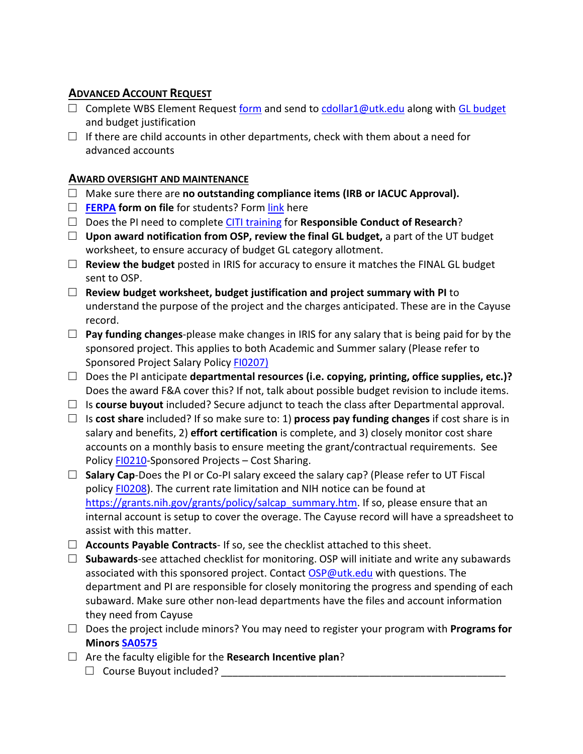## Advanced Account Request

- ☐ Complete WBS Element Request form and send to cdollar1@utk.edu along with GL budget and budget justification
- ☐ If there are child accounts in other departments, check with them about a need for advanced accounts

## Award Oversight and Maintenance

- ☐ Make sure there are **no outstanding compliance items (IRB or IACUC Approval).**
- ☐ **FERPA form on file** for students? Form link here
- ☐ Does the PI need to complete CITI training for **Responsible Conduct of Research**?
- ☐ **Upon award notification from OSP, review the final GL budget,** a part of the UT budget worksheet, to ensure accuracy of budget GL category allotment.
- ☐ **Review the budget** posted in IRIS for accuracy to ensure it matches the FINAL GL budget sent to OSP.
- ☐ **Review budget worksheet, budget justification and project summary with PI** to understand the purpose of the project and the charges anticipated. These are in the Cayuse record.
- ☐ **Pay funding changes**-please make changes in IRIS for any salary that is being paid for by the sponsored project. This applies to both Academic and Summer salary (Please refer to Sponsored Project Salary Policy FI0207)
- ☐ Does the PI anticipate **departmental resources (i.e. copying, printing, office supplies, etc.)?** Does the award F&A cover this? If not, talk about possible budget revision to include items.
- ☐ Is **course buyout** included? Secure adjunct to teach the class after Departmental approval.
- ☐ Is **cost share** included? If so make sure to: 1) **process pay funding changes** if cost share is in salary and benefits, 2) **effort certification** is complete, and 3) closely monitor cost share accounts on a monthly basis to ensure meeting the grant/contractual requirements. See Policy FI0210-Sponsored Projects – Cost Sharing.
- ☐ **Salary Cap**-Does the PI or Co-PI salary exceed the salary cap? (Please refer to UT Fiscal policy FI0208). The current rate limitation and NIH notice can be found at https://grants.nih.gov/grants/policy/salcap_summary.htm. If so, please ensure that an internal account is setup to cover the overage. The Cayuse record will have a spreadsheet to assist with this matter.
- ☐ **Accounts Payable Contracts**- If so, see the checklist attached to this sheet.
- ☐ **Subawards**-see attached checklist for monitoring. OSP will initiate and write any subawards associated with this sponsored project. Contact OSP@utk.edu with questions. The department and PI are responsible for closely monitoring the progress and spending of each subaward. Make sure other non-lead departments have the files and account information they need from Cayuse
- ☐ Does the project include minors? You may need to register your program with **Programs for Minors SA0575**
- ☐ Are the faculty eligible for the **Research Incentive plan**?
  - ☐ Course Buyout included? ____________________________________________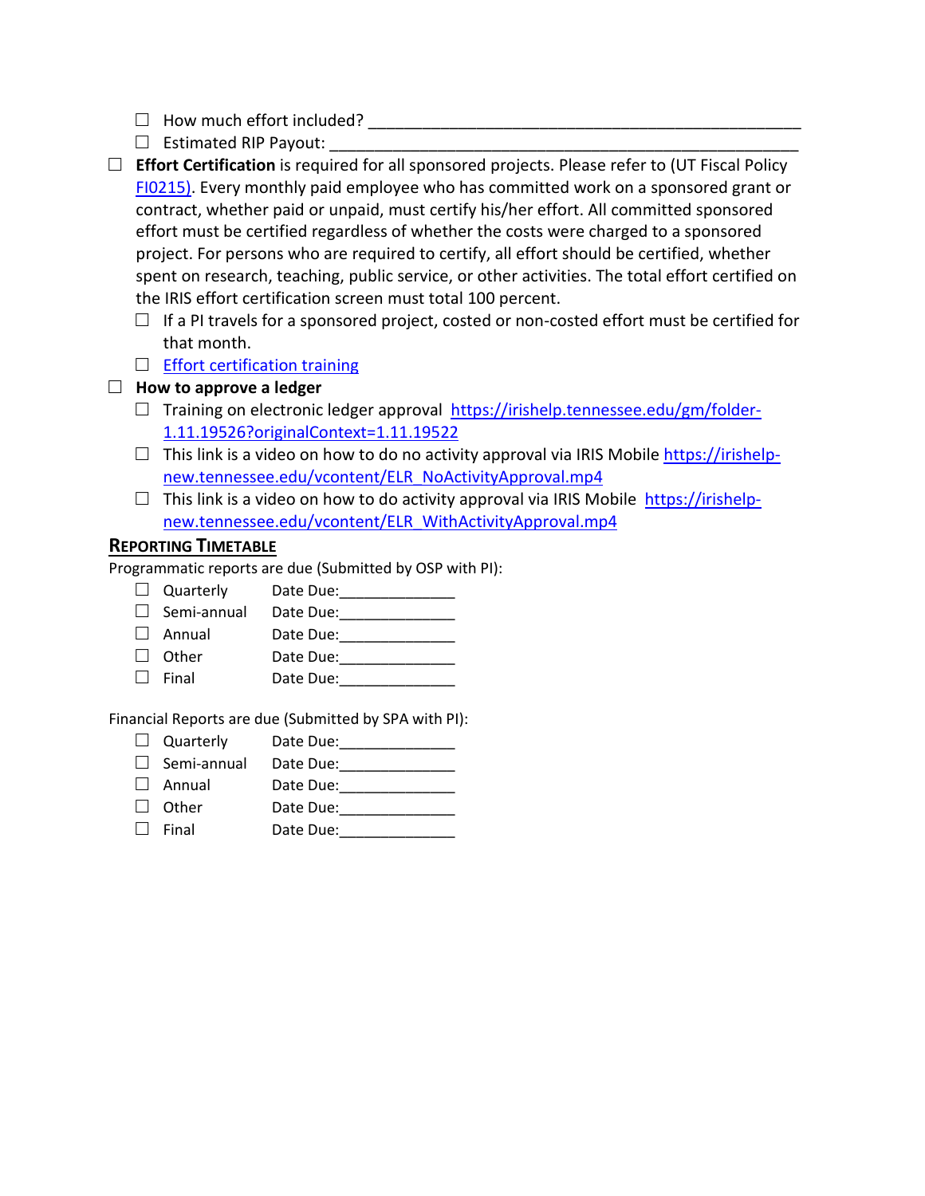- ☐ How much effort included? ___________________________________________________
- ☐ Estimated RIP Payout: ______________________________________________________

☐ **Effort Certification** is required for all sponsored projects. Please refer to (UT Fiscal Policy [FI0215)](FI0215). Every monthly paid employee who has committed work on a sponsored grant or contract, whether paid or unpaid, must certify his/her effort. All committed sponsored effort must be certified regardless of whether the costs were charged to a sponsored project. For persons who are required to certify, all effort should be certified, whether spent on research, teaching, public service, or other activities. The total effort certified on the IRIS effort certification screen must total 100 percent.

- ☐ If a PI travels for a sponsored project, costed or non-costed effort must be certified for that month.
- ☐ Effort certification training

☐ **How to approve a ledger**

- ☐ Training on electronic ledger approval https://irishelp.tennessee.edu/gm/folder-1.11.19526?originalContext=1.11.19522
- ☐ This link is a video on how to do no activity approval via IRIS Mobile https://irishelp-new.tennessee.edu/vcontent/ELR_NoActivityApproval.mp4
- ☐ This link is a video on how to do activity approval via IRIS Mobile https://irishelp-new.tennessee.edu/vcontent/ELR_WithActivityApproval.mp4

## Reporting Timetable

Programmatic reports are due (Submitted by OSP with PI):

- ☐ Quarterly Date Due:_____________
- ☐ Semi-annual Date Due:_____________
- ☐ Annual Date Due:_____________
- ☐ Other Date Due:_____________
- ☐ Final Date Due:_____________

Financial Reports are due (Submitted by SPA with PI):

- ☐ Quarterly Date Due:_____________
- ☐ Semi-annual Date Due:_____________
- ☐ Annual Date Due:_____________
- ☐ Other Date Due:_____________
- ☐ Final Date Due:_____________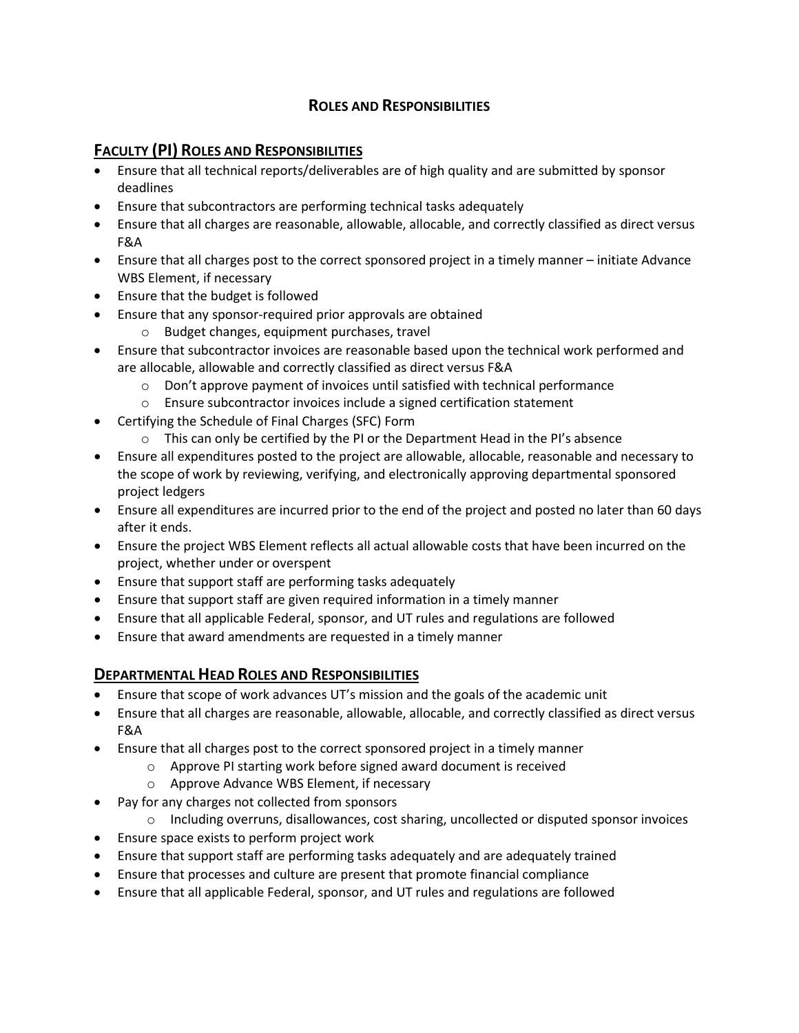# ROLES AND RESPONSIBILITIES

## FACULTY (PI) ROLES AND RESPONSIBILITIES

- Ensure that all technical reports/deliverables are of high quality and are submitted by sponsor deadlines
- Ensure that subcontractors are performing technical tasks adequately
- Ensure that all charges are reasonable, allowable, allocable, and correctly classified as direct versus F&A
- Ensure that all charges post to the correct sponsored project in a timely manner – initiate Advance WBS Element, if necessary
- Ensure that the budget is followed
- Ensure that any sponsor-required prior approvals are obtained
  - Budget changes, equipment purchases, travel
- Ensure that subcontractor invoices are reasonable based upon the technical work performed and are allocable, allowable and correctly classified as direct versus F&A
  - Don't approve payment of invoices until satisfied with technical performance
  - Ensure subcontractor invoices include a signed certification statement
- Certifying the Schedule of Final Charges (SFC) Form
  - This can only be certified by the PI or the Department Head in the PI's absence
- Ensure all expenditures posted to the project are allowable, allocable, reasonable and necessary to the scope of work by reviewing, verifying, and electronically approving departmental sponsored project ledgers
- Ensure all expenditures are incurred prior to the end of the project and posted no later than 60 days after it ends.
- Ensure the project WBS Element reflects all actual allowable costs that have been incurred on the project, whether under or overspent
- Ensure that support staff are performing tasks adequately
- Ensure that support staff are given required information in a timely manner
- Ensure that all applicable Federal, sponsor, and UT rules and regulations are followed
- Ensure that award amendments are requested in a timely manner

## DEPARTMENTAL HEAD ROLES AND RESPONSIBILITIES

- Ensure that scope of work advances UT's mission and the goals of the academic unit
- Ensure that all charges are reasonable, allowable, allocable, and correctly classified as direct versus F&A
- Ensure that all charges post to the correct sponsored project in a timely manner
  - Approve PI starting work before signed award document is received
  - Approve Advance WBS Element, if necessary
- Pay for any charges not collected from sponsors
  - Including overruns, disallowances, cost sharing, uncollected or disputed sponsor invoices
- Ensure space exists to perform project work
- Ensure that support staff are performing tasks adequately and are adequately trained
- Ensure that processes and culture are present that promote financial compliance
- Ensure that all applicable Federal, sponsor, and UT rules and regulations are followed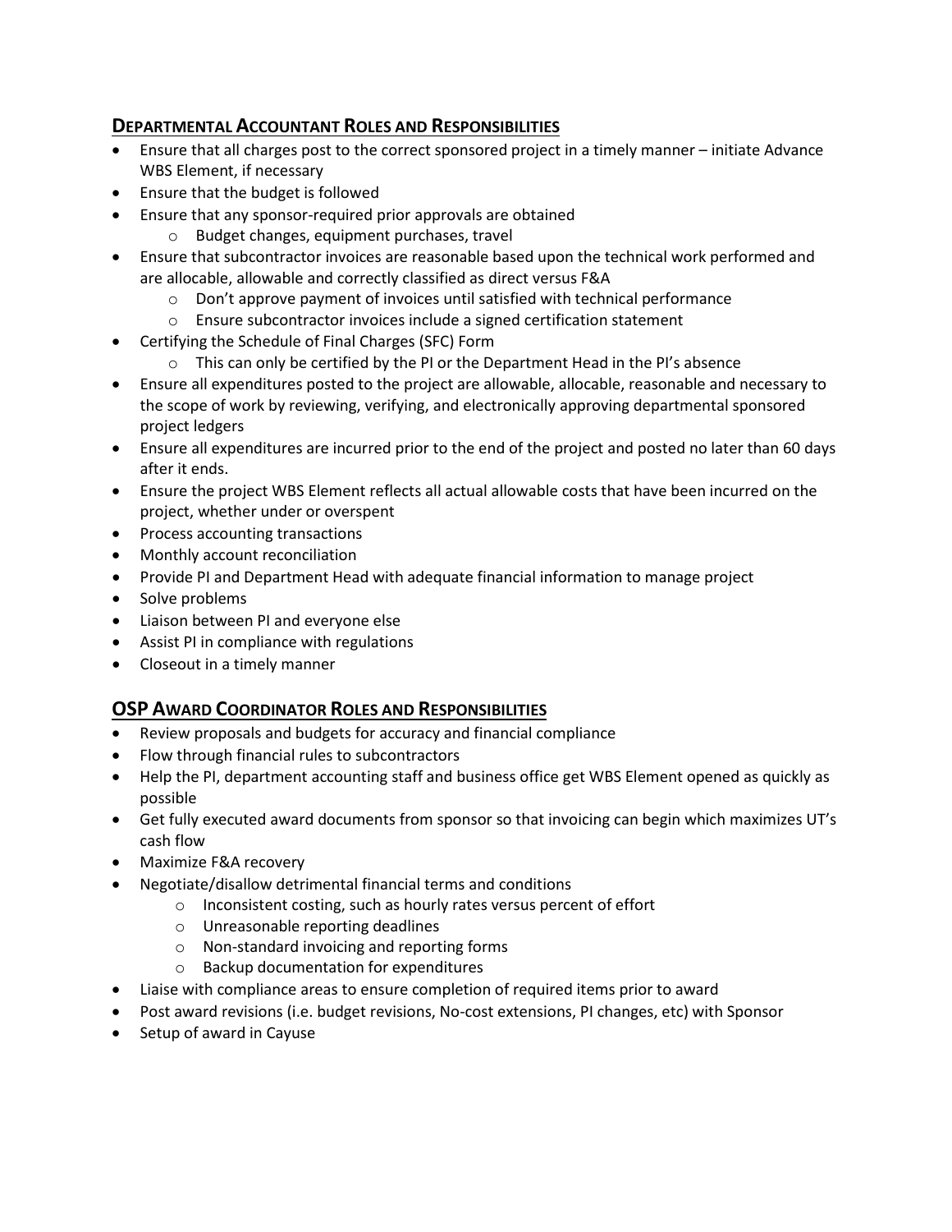## DEPARTMENTAL ACCOUNTANT ROLES AND RESPONSIBILITIES

- Ensure that all charges post to the correct sponsored project in a timely manner – initiate Advance WBS Element, if necessary
- Ensure that the budget is followed
- Ensure that any sponsor-required prior approvals are obtained
  - Budget changes, equipment purchases, travel
- Ensure that subcontractor invoices are reasonable based upon the technical work performed and are allocable, allowable and correctly classified as direct versus F&A
  - Don't approve payment of invoices until satisfied with technical performance
  - Ensure subcontractor invoices include a signed certification statement
- Certifying the Schedule of Final Charges (SFC) Form
  - This can only be certified by the PI or the Department Head in the PI's absence
- Ensure all expenditures posted to the project are allowable, allocable, reasonable and necessary to the scope of work by reviewing, verifying, and electronically approving departmental sponsored project ledgers
- Ensure all expenditures are incurred prior to the end of the project and posted no later than 60 days after it ends.
- Ensure the project WBS Element reflects all actual allowable costs that have been incurred on the project, whether under or overspent
- Process accounting transactions
- Monthly account reconciliation
- Provide PI and Department Head with adequate financial information to manage project
- Solve problems
- Liaison between PI and everyone else
- Assist PI in compliance with regulations
- Closeout in a timely manner

## OSP AWARD COORDINATOR ROLES AND RESPONSIBILITIES

- Review proposals and budgets for accuracy and financial compliance
- Flow through financial rules to subcontractors
- Help the PI, department accounting staff and business office get WBS Element opened as quickly as possible
- Get fully executed award documents from sponsor so that invoicing can begin which maximizes UT's cash flow
- Maximize F&A recovery
- Negotiate/disallow detrimental financial terms and conditions
  - Inconsistent costing, such as hourly rates versus percent of effort
  - Unreasonable reporting deadlines
  - Non-standard invoicing and reporting forms
  - Backup documentation for expenditures
- Liaise with compliance areas to ensure completion of required items prior to award
- Post award revisions (i.e. budget revisions, No-cost extensions, PI changes, etc) with Sponsor
- Setup of award in Cayuse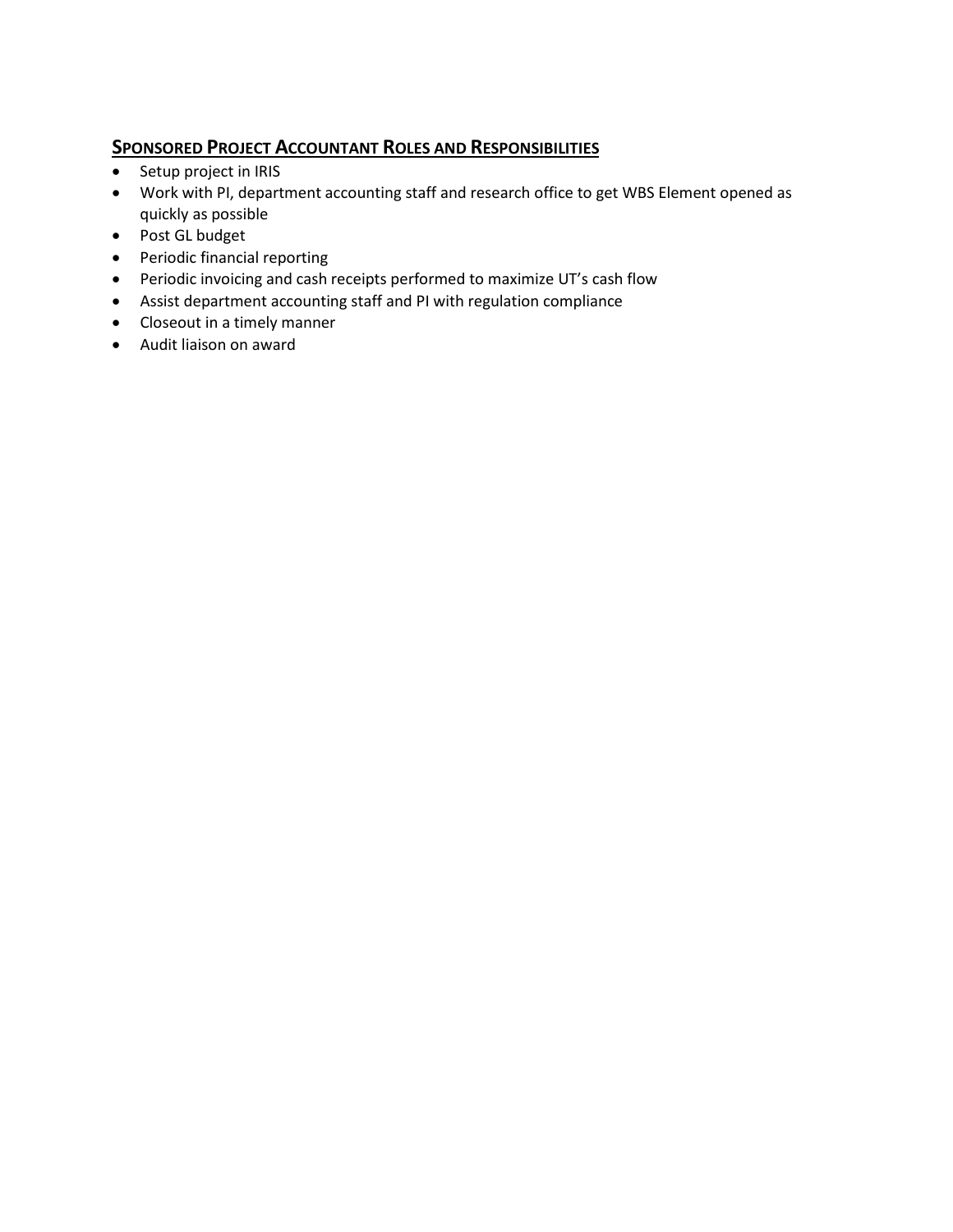## **Sponsored Project Accountant Roles and Responsibilities**

- Setup project in IRIS
- Work with PI, department accounting staff and research office to get WBS Element opened as quickly as possible
- Post GL budget
- Periodic financial reporting
- Periodic invoicing and cash receipts performed to maximize UT's cash flow
- Assist department accounting staff and PI with regulation compliance
- Closeout in a timely manner
- Audit liaison on award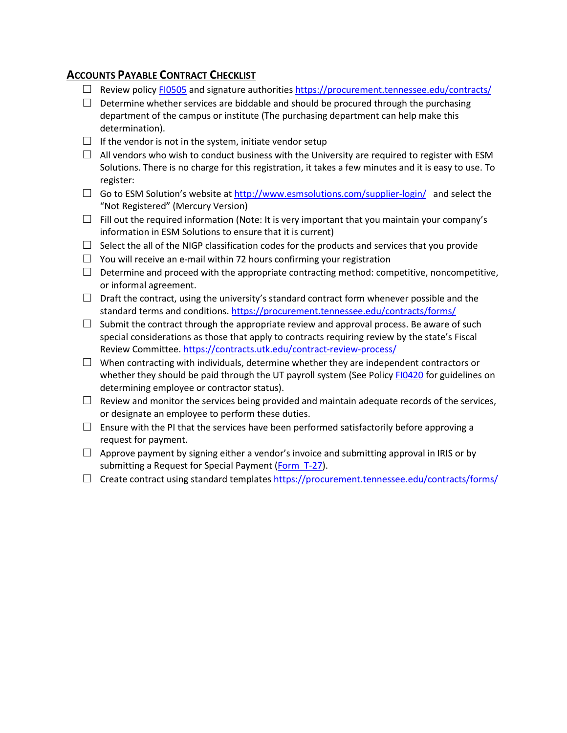## Accounts Payable Contract Checklist

- ☐ Review policy FI0505 and signature authorities https://procurement.tennessee.edu/contracts/
- ☐ Determine whether services are biddable and should be procured through the purchasing department of the campus or institute (The purchasing department can help make this determination).
- ☐ If the vendor is not in the system, initiate vendor setup
- ☐ All vendors who wish to conduct business with the University are required to register with ESM Solutions. There is no charge for this registration, it takes a few minutes and it is easy to use. To register:
- ☐ Go to ESM Solution's website at http://www.esmsolutions.com/supplier-login/ and select the "Not Registered" (Mercury Version)
- ☐ Fill out the required information (Note: It is very important that you maintain your company's information in ESM Solutions to ensure that it is current)
- ☐ Select the all of the NIGP classification codes for the products and services that you provide
- ☐ You will receive an e-mail within 72 hours confirming your registration
- ☐ Determine and proceed with the appropriate contracting method: competitive, noncompetitive, or informal agreement.
- ☐ Draft the contract, using the university's standard contract form whenever possible and the standard terms and conditions. https://procurement.tennessee.edu/contracts/forms/
- ☐ Submit the contract through the appropriate review and approval process. Be aware of such special considerations as those that apply to contracts requiring review by the state's Fiscal Review Committee. https://contracts.utk.edu/contract-review-process/
- ☐ When contracting with individuals, determine whether they are independent contractors or whether they should be paid through the UT payroll system (See Policy FI0420 for guidelines on determining employee or contractor status).
- ☐ Review and monitor the services being provided and maintain adequate records of the services, or designate an employee to perform these duties.
- ☐ Ensure with the PI that the services have been performed satisfactorily before approving a request for payment.
- ☐ Approve payment by signing either a vendor's invoice and submitting approval in IRIS or by submitting a Request for Special Payment (Form T-27).
- ☐ Create contract using standard templates https://procurement.tennessee.edu/contracts/forms/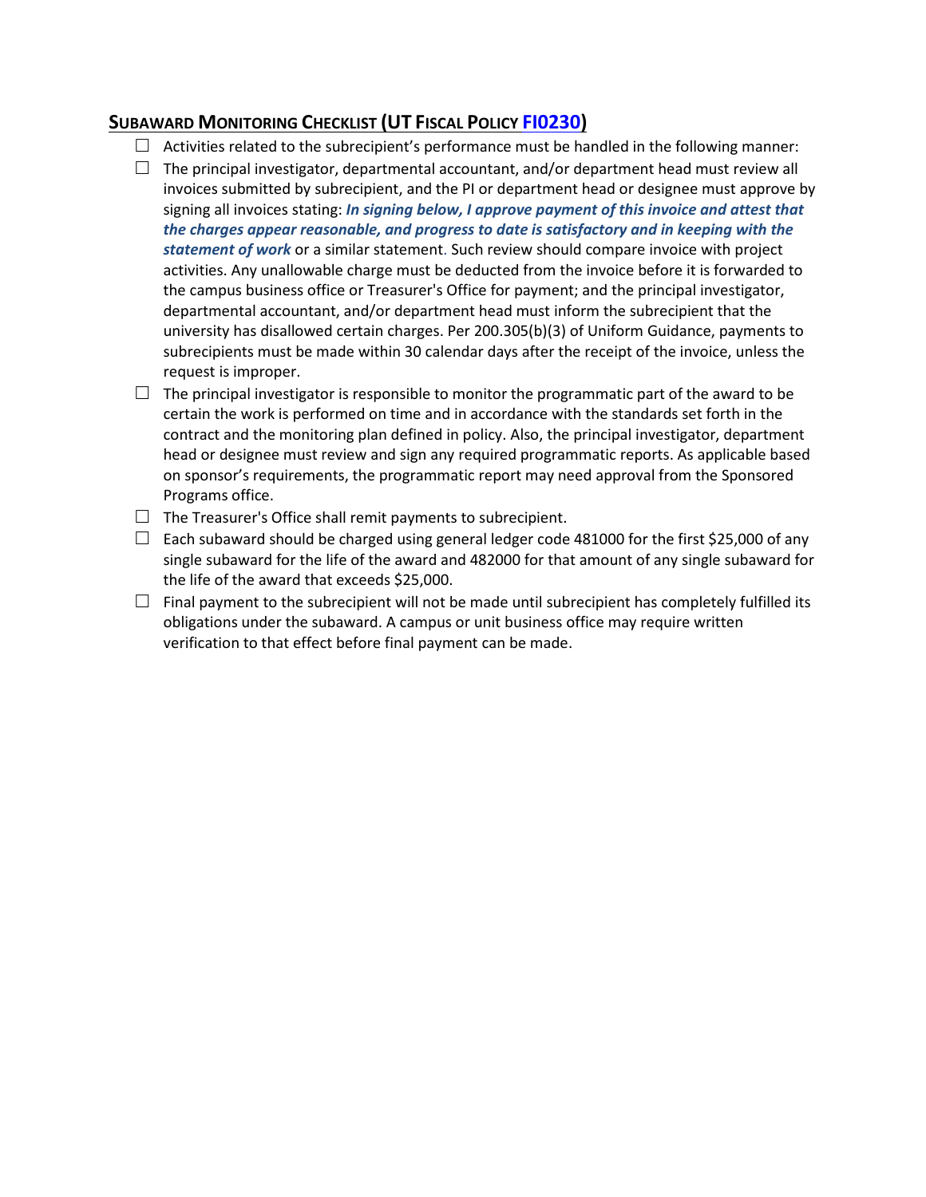## Subaward Monitoring Checklist (UT Fiscal Policy FI0230)

- ☐ Activities related to the subrecipient's performance must be handled in the following manner:
- ☐ The principal investigator, departmental accountant, and/or department head must review all invoices submitted by subrecipient, and the PI or department head or designee must approve by signing all invoices stating: ***In signing below, I approve payment of this invoice and attest that the charges appear reasonable, and progress to date is satisfactory and in keeping with the statement of work*** or a similar statement. Such review should compare invoice with project activities. Any unallowable charge must be deducted from the invoice before it is forwarded to the campus business office or Treasurer's Office for payment; and the principal investigator, departmental accountant, and/or department head must inform the subrecipient that the university has disallowed certain charges. Per 200.305(b)(3) of Uniform Guidance, payments to subrecipients must be made within 30 calendar days after the receipt of the invoice, unless the request is improper.
- ☐ The principal investigator is responsible to monitor the programmatic part of the award to be certain the work is performed on time and in accordance with the standards set forth in the contract and the monitoring plan defined in policy. Also, the principal investigator, department head or designee must review and sign any required programmatic reports. As applicable based on sponsor's requirements, the programmatic report may need approval from the Sponsored Programs office.
- ☐ The Treasurer's Office shall remit payments to subrecipient.
- ☐ Each subaward should be charged using general ledger code 481000 for the first $25,000 of any single subaward for the life of the award and 482000 for that amount of any single subaward for the life of the award that exceeds $25,000.
- ☐ Final payment to the subrecipient will not be made until subrecipient has completely fulfilled its obligations under the subaward. A campus or unit business office may require written verification to that effect before final payment can be made.